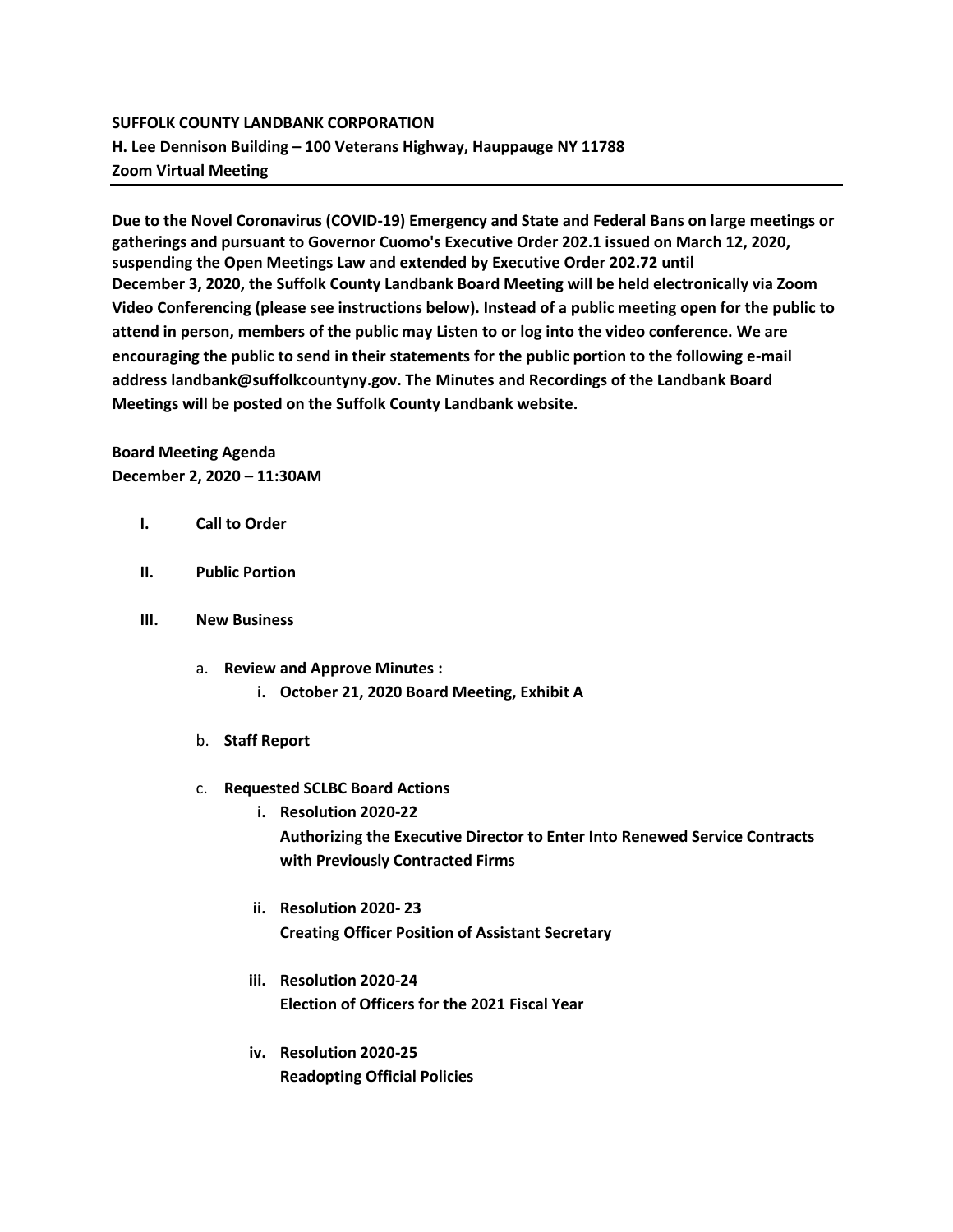**SUFFOLK COUNTY LANDBANK CORPORATION**
**H. Lee Dennison Building – 100 Veterans Highway, Hauppauge NY 11788**
**Zoom Virtual Meeting**

---

**Due to the Novel Coronavirus (COVID-19) Emergency and State and Federal Bans on large meetings or gatherings and pursuant to Governor Cuomo's Executive Order 202.1 issued on March 12, 2020, suspending the Open Meetings Law and extended by Executive Order 202.72 until December 3, 2020, the Suffolk County Landbank Board Meeting will be held electronically via Zoom Video Conferencing (please see instructions below). Instead of a public meeting open for the public to attend in person, members of the public may Listen to or log into the video conference. We are encouraging the public to send in their statements for the public portion to the following e-mail address landbank@suffolkcountyny.gov. The Minutes and Recordings of the Landbank Board Meetings will be posted on the Suffolk County Landbank website.**

**Board Meeting Agenda**
**December 2, 2020 – 11:30AM**

I. **Call to Order**

II. **Public Portion**

III. **New Business**

a. **Review and Approve Minutes :**
   i. **October 21, 2020 Board Meeting, Exhibit A**

b. **Staff Report**

c. **Requested SCLBC Board Actions**
   i. **Resolution 2020-22**
      **Authorizing the Executive Director to Enter Into Renewed Service Contracts with Previously Contracted Firms**

   ii. **Resolution 2020- 23**
      **Creating Officer Position of Assistant Secretary**

   iii. **Resolution 2020-24**
      **Election of Officers for the 2021 Fiscal Year**

   iv. **Resolution 2020-25**
      **Readopting Official Policies**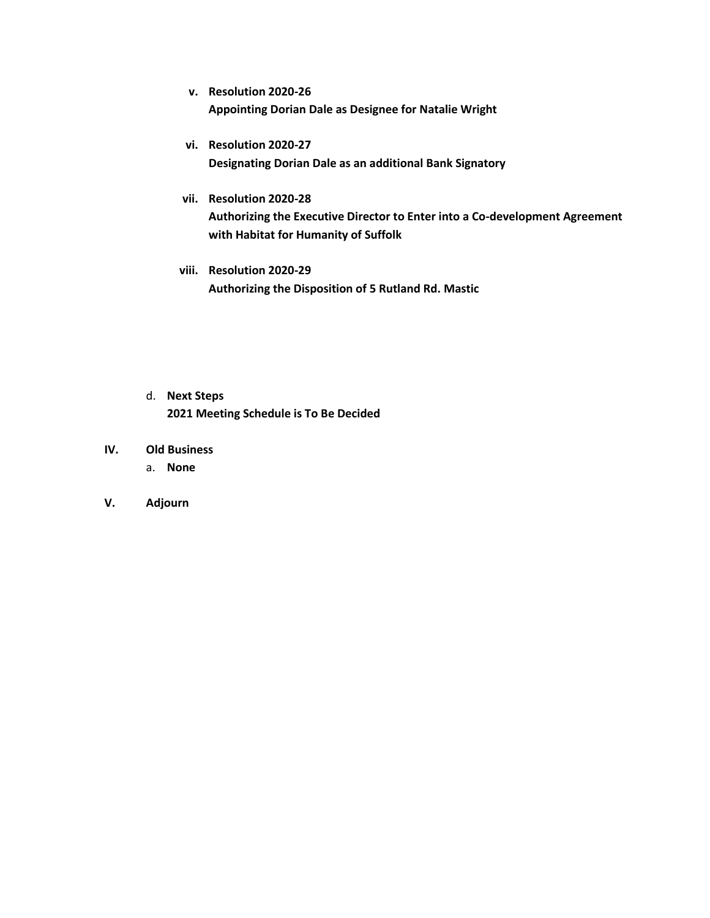v. **Resolution 2020-26**
   **Appointing Dorian Dale as Designee for Natalie Wright**

vi. **Resolution 2020-27**
   **Designating Dorian Dale as an additional Bank Signatory**

vii. **Resolution 2020-28**
   **Authorizing the Executive Director to Enter into a Co-development Agreement with Habitat for Humanity of Suffolk**

viii. **Resolution 2020-29**
   **Authorizing the Disposition of 5 Rutland Rd. Mastic**

d. **Next Steps**
   **2021 Meeting Schedule is To Be Decided**

**IV. Old Business**

a. **None**

**V. Adjourn**